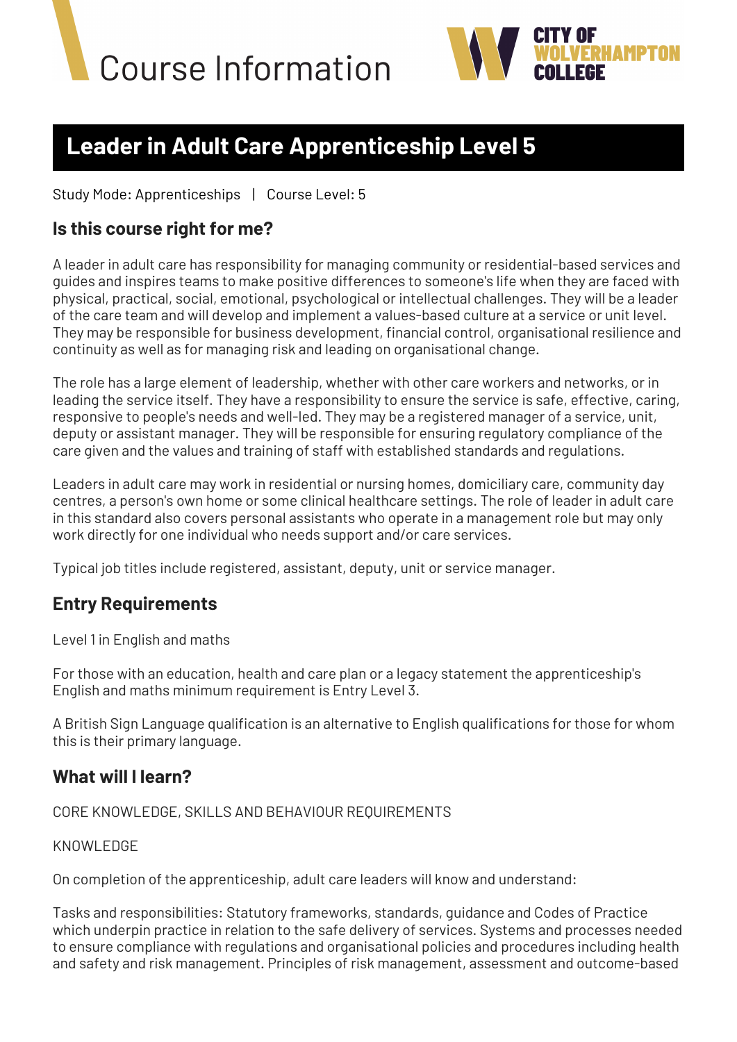# Course Information

CITY OF WOLVERHAMPTON COLLEGE

## Leader in Adult Care Apprenticeship Level 5

Study Mode: Apprenticeships | Course Level: 5

### Is this course right for me?

A leader in adult care has responsibility for managing community or residential-based services and guides and inspires teams to make positive differences to someone's life when they are faced with physical, practical, social, emotional, psychological or intellectual challenges. They will be a leader of the care team and will develop and implement a values-based culture at a service or unit level. They may be responsible for business development, financial control, organisational resilience and continuity as well as for managing risk and leading on organisational change.

The role has a large element of leadership, whether with other care workers and networks, or in leading the service itself. They have a responsibility to ensure the service is safe, effective, caring, responsive to people's needs and well-led. They may be a registered manager of a service, unit, deputy or assistant manager. They will be responsible for ensuring regulatory compliance of the care given and the values and training of staff with established standards and regulations.

Leaders in adult care may work in residential or nursing homes, domiciliary care, community day centres, a person's own home or some clinical healthcare settings. The role of leader in adult care in this standard also covers personal assistants who operate in a management role but may only work directly for one individual who needs support and/or care services.

Typical job titles include registered, assistant, deputy, unit or service manager.

### Entry Requirements

Level 1 in English and maths

For those with an education, health and care plan or a legacy statement the apprenticeship's English and maths minimum requirement is Entry Level 3.

A British Sign Language qualification is an alternative to English qualifications for those for whom this is their primary language.

### What will I learn?

CORE KNOWLEDGE, SKILLS AND BEHAVIOUR REQUIREMENTS

KNOWLEDGE

On completion of the apprenticeship, adult care leaders will know and understand:

Tasks and responsibilities: Statutory frameworks, standards, guidance and Codes of Practice which underpin practice in relation to the safe delivery of services. Systems and processes needed to ensure compliance with regulations and organisational policies and procedures including health and safety and risk management. Principles of risk management, assessment and outcome-based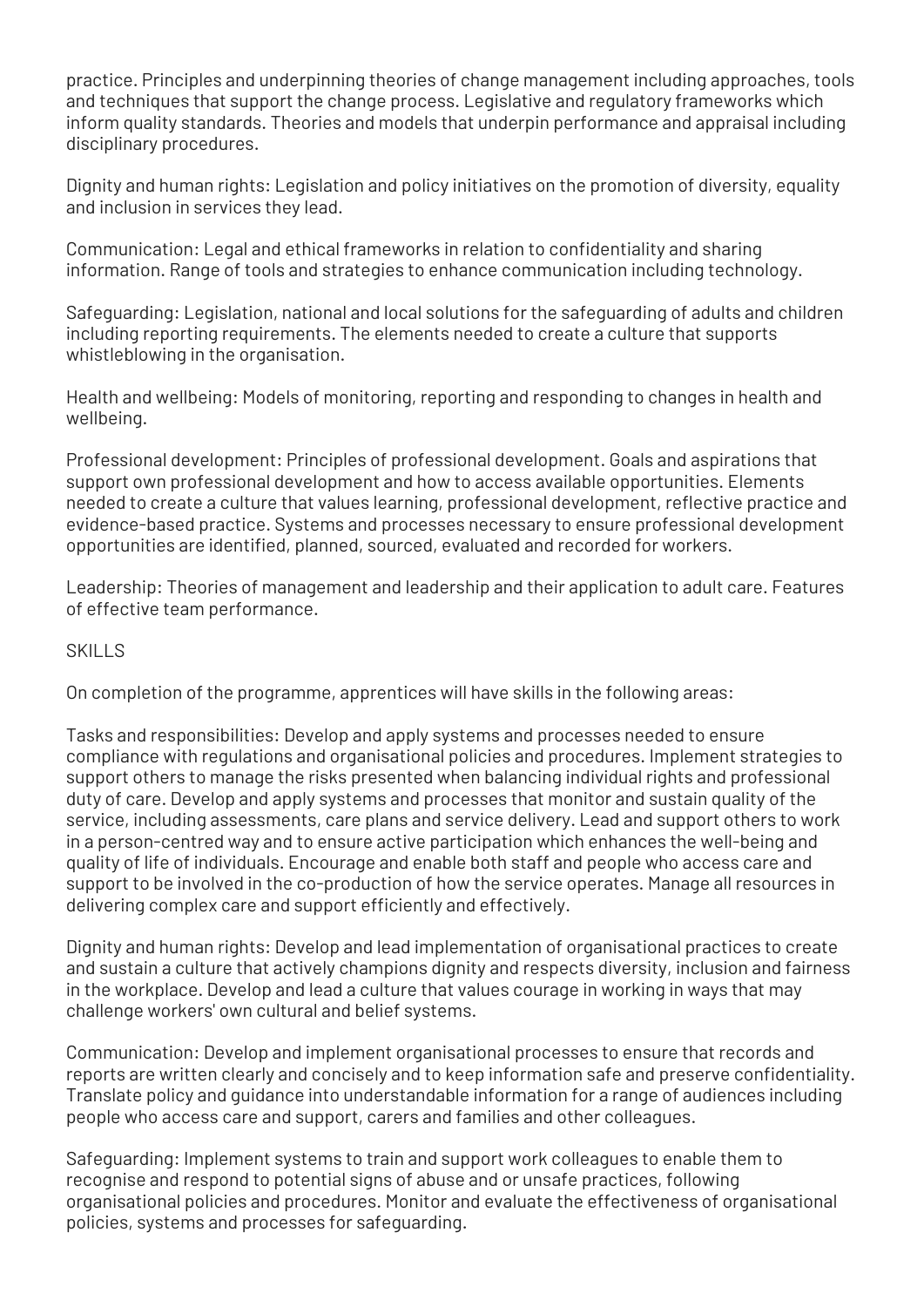practice. Principles and underpinning theories of change management including approaches, tools and techniques that support the change process. Legislative and regulatory frameworks which inform quality standards. Theories and models that underpin performance and appraisal including disciplinary procedures.

Dignity and human rights: Legislation and policy initiatives on the promotion of diversity, equality and inclusion in services they lead.

Communication: Legal and ethical frameworks in relation to confidentiality and sharing information. Range of tools and strategies to enhance communication including technology.

Safeguarding: Legislation, national and local solutions for the safeguarding of adults and children including reporting requirements. The elements needed to create a culture that supports whistleblowing in the organisation.

Health and wellbeing: Models of monitoring, reporting and responding to changes in health and wellbeing.

Professional development: Principles of professional development. Goals and aspirations that support own professional development and how to access available opportunities. Elements needed to create a culture that values learning, professional development, reflective practice and evidence-based practice. Systems and processes necessary to ensure professional development opportunities are identified, planned, sourced, evaluated and recorded for workers.

Leadership: Theories of management and leadership and their application to adult care. Features of effective team performance.

SKILLS

On completion of the programme, apprentices will have skills in the following areas:

Tasks and responsibilities: Develop and apply systems and processes needed to ensure compliance with regulations and organisational policies and procedures. Implement strategies to support others to manage the risks presented when balancing individual rights and professional duty of care. Develop and apply systems and processes that monitor and sustain quality of the service, including assessments, care plans and service delivery. Lead and support others to work in a person-centred way and to ensure active participation which enhances the well-being and quality of life of individuals. Encourage and enable both staff and people who access care and support to be involved in the co-production of how the service operates. Manage all resources in delivering complex care and support efficiently and effectively.

Dignity and human rights: Develop and lead implementation of organisational practices to create and sustain a culture that actively champions dignity and respects diversity, inclusion and fairness in the workplace. Develop and lead a culture that values courage in working in ways that may challenge workers' own cultural and belief systems.

Communication: Develop and implement organisational processes to ensure that records and reports are written clearly and concisely and to keep information safe and preserve confidentiality. Translate policy and guidance into understandable information for a range of audiences including people who access care and support, carers and families and other colleagues.

Safeguarding: Implement systems to train and support work colleagues to enable them to recognise and respond to potential signs of abuse and or unsafe practices, following organisational policies and procedures. Monitor and evaluate the effectiveness of organisational policies, systems and processes for safeguarding.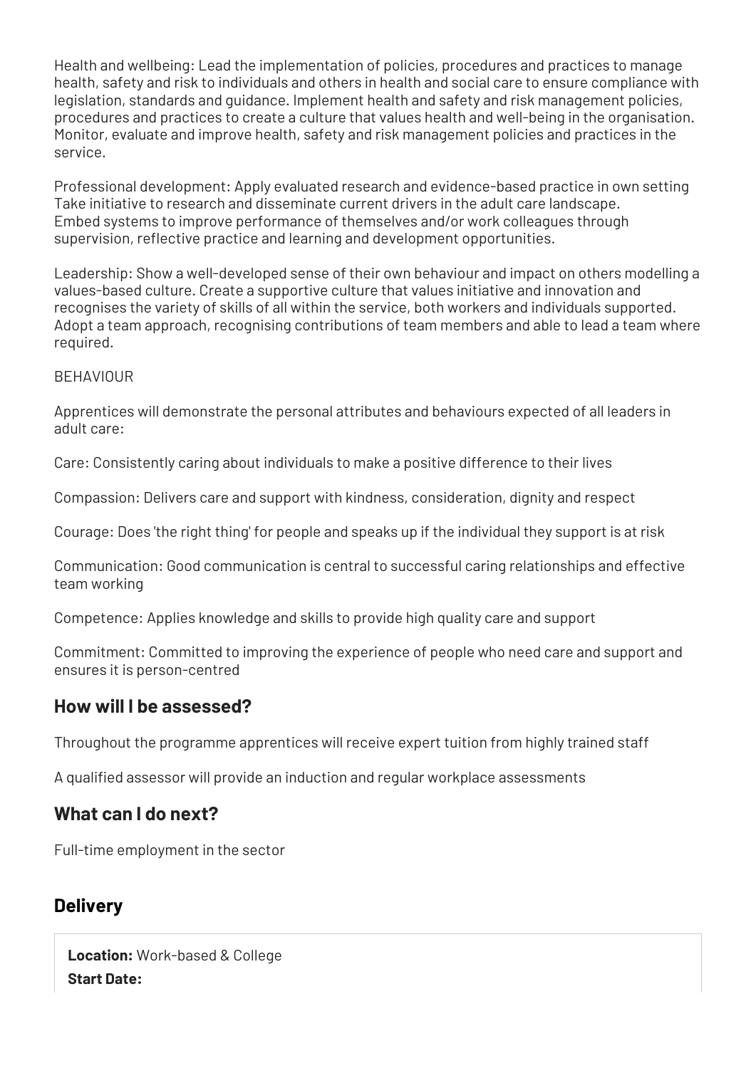Health and wellbeing: Lead the implementation of policies, procedures and practices to manage health, safety and risk to individuals and others in health and social care to ensure compliance with legislation, standards and guidance. Implement health and safety and risk management policies, procedures and practices to create a culture that values health and well-being in the organisation. Monitor, evaluate and improve health, safety and risk management policies and practices in the service.

Professional development: Apply evaluated research and evidence-based practice in own setting Take initiative to research and disseminate current drivers in the adult care landscape. Embed systems to improve performance of themselves and/or work colleagues through supervision, reflective practice and learning and development opportunities.

Leadership: Show a well-developed sense of their own behaviour and impact on others modelling a values-based culture. Create a supportive culture that values initiative and innovation and recognises the variety of skills of all within the service, both workers and individuals supported. Adopt a team approach, recognising contributions of team members and able to lead a team where required.

BEHAVIOUR

Apprentices will demonstrate the personal attributes and behaviours expected of all leaders in adult care:

Care: Consistently caring about individuals to make a positive difference to their lives

Compassion: Delivers care and support with kindness, consideration, dignity and respect

Courage: Does 'the right thing' for people and speaks up if the individual they support is at risk

Communication: Good communication is central to successful caring relationships and effective team working

Competence: Applies knowledge and skills to provide high quality care and support

Commitment: Committed to improving the experience of people who need care and support and ensures it is person-centred

## How will I be assessed?

Throughout the programme apprentices will receive expert tuition from highly trained staff

A qualified assessor will provide an induction and regular workplace assessments

## What can I do next?

Full-time employment in the sector

## Delivery

**Location:** Work-based & College

**Start Date:**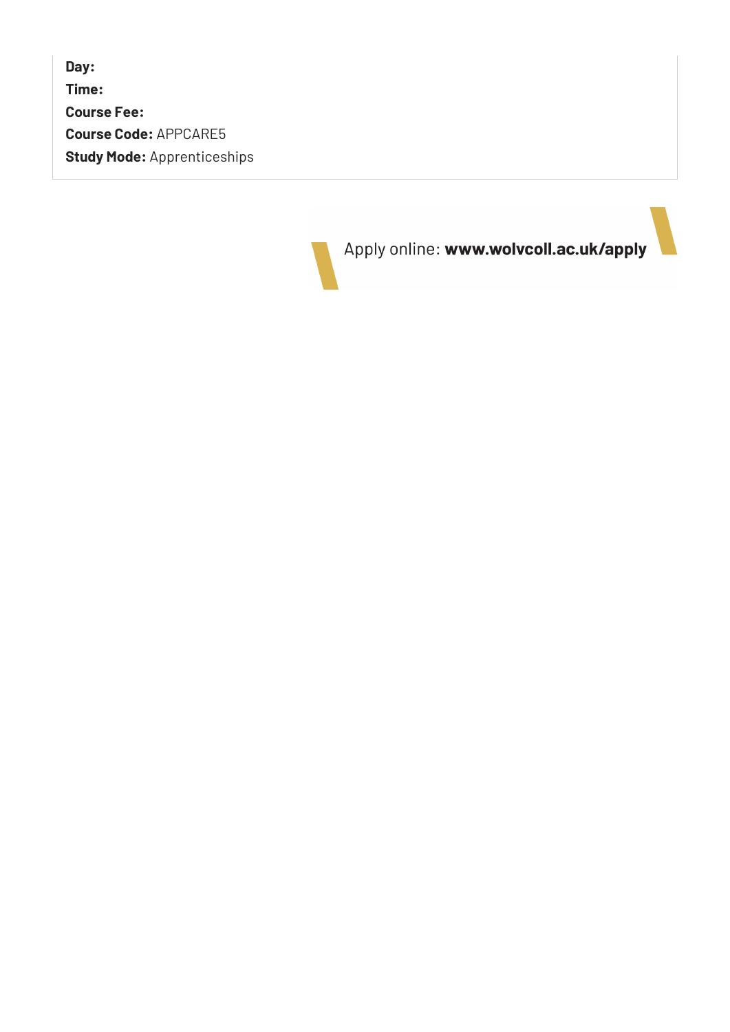**Day:**
**Time:**
**Course Fee:**
**Course Code:** APPCARE5
**Study Mode:** Apprenticeships

Apply online: **www.wolvcoll.ac.uk/apply**